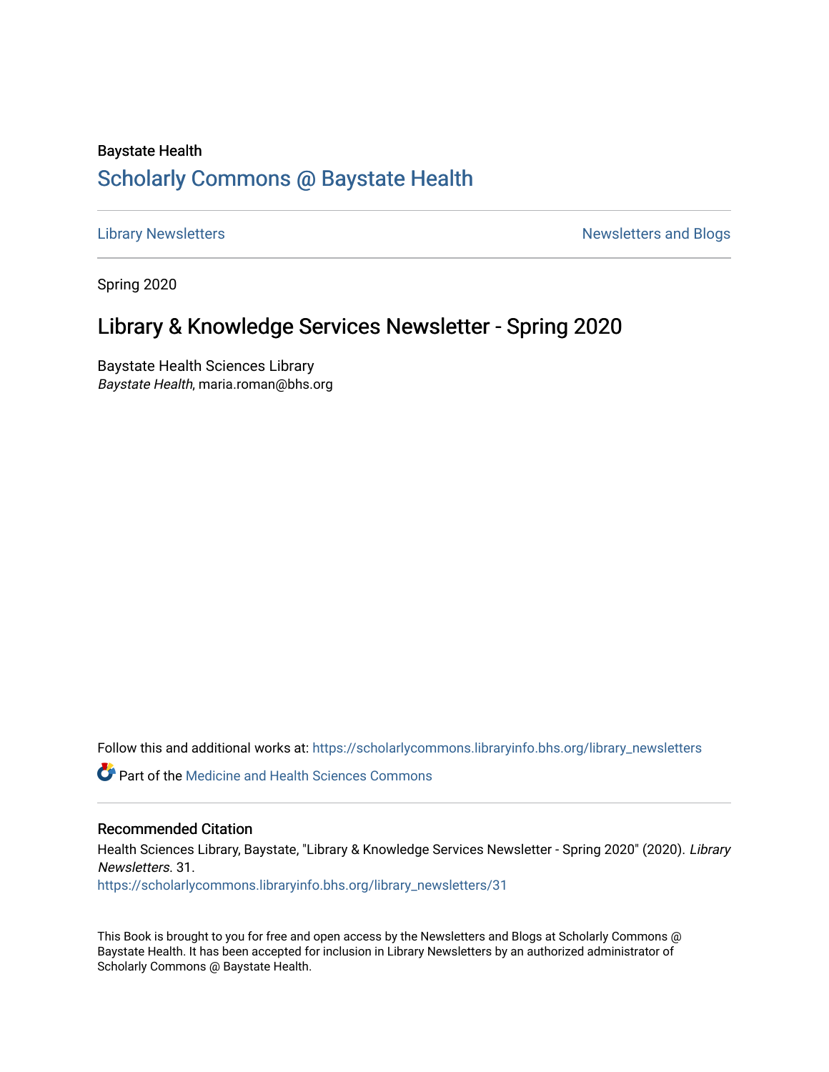Baystate Health

# Scholarly Commons @ Baystate Health

Library Newsletters | Newsletters and Blogs

Spring 2020

## Library & Knowledge Services Newsletter - Spring 2020

Baystate Health Sciences Library
*Baystate Health*, maria.roman@bhs.org

Follow this and additional works at: https://scholarlycommons.libraryinfo.bhs.org/library_newsletters

Part of the Medicine and Health Sciences Commons

### Recommended Citation

Health Sciences Library, Baystate, "Library & Knowledge Services Newsletter - Spring 2020" (2020). *Library Newsletters*. 31.
https://scholarlycommons.libraryinfo.bhs.org/library_newsletters/31

This Book is brought to you for free and open access by the Newsletters and Blogs at Scholarly Commons @ Baystate Health. It has been accepted for inclusion in Library Newsletters by an authorized administrator of Scholarly Commons @ Baystate Health.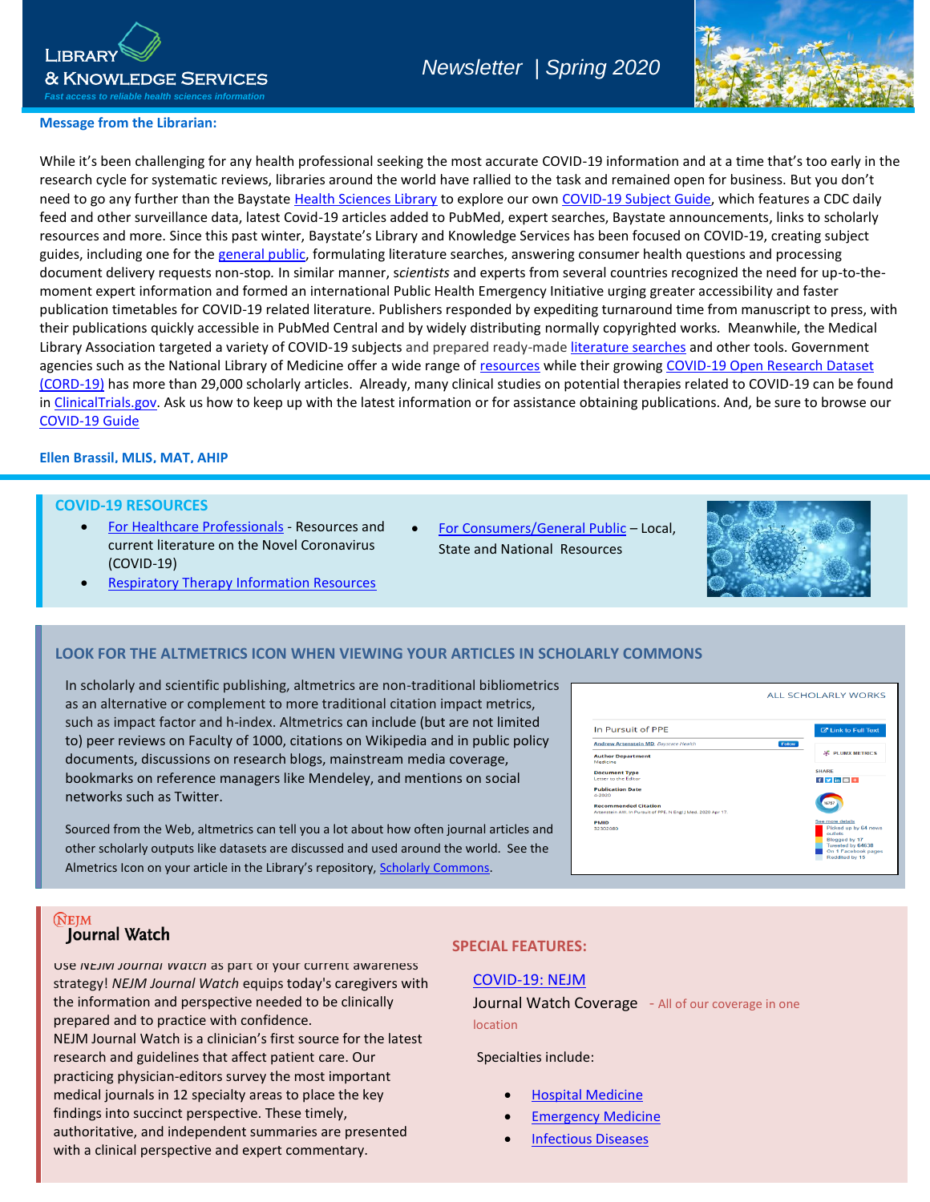# Library & Knowledge Services

*Fast access to reliable health sciences information*

*Newsletter | Spring 2020*

**Message from the Librarian:**

While it's been challenging for any health professional seeking the most accurate COVID-19 information and at a time that's too early in the research cycle for systematic reviews, libraries around the world have rallied to the task and remained open for business. But you don't need to go any further than the Baystate Health Sciences Library to explore our own COVID-19 Subject Guide, which features a CDC daily feed and other surveillance data, latest Covid-19 articles added to PubMed, expert searches, Baystate announcements, links to scholarly resources and more. Since this past winter, Baystate's Library and Knowledge Services has been focused on COVID-19, creating subject guides, including one for the general public, formulating literature searches, answering consumer health questions and processing document delivery requests non-stop. In similar manner, *scientists* and experts from several countries recognized the need for up-to-the-moment expert information and formed an international Public Health Emergency Initiative urging greater accessibility and faster publication timetables for COVID-19 related literature. Publishers responded by expediting turnaround time from manuscript to press, with their publications quickly accessible in PubMed Central and by widely distributing normally copyrighted works. Meanwhile, the Medical Library Association targeted a variety of COVID-19 subjects and prepared ready-made literature searches and other tools. Government agencies such as the National Library of Medicine offer a wide range of resources while their growing COVID-19 Open Research Dataset (CORD-19) has more than 29,000 scholarly articles. Already, many clinical studies on potential therapies related to COVID-19 can be found in ClinicalTrials.gov. Ask us how to keep up with the latest information or for assistance obtaining publications. And, be sure to browse our COVID-19 Guide

**Ellen Brassil, MLIS, MAT, AHIP**

## COVID-19 RESOURCES

- For Healthcare Professionals - Resources and current literature on the Novel Coronavirus (COVID-19)
- Respiratory Therapy Information Resources
- For Consumers/General Public – Local, State and National Resources

## LOOK FOR THE ALTMETRICS ICON WHEN VIEWING YOUR ARTICLES IN SCHOLARLY COMMONS

In scholarly and scientific publishing, altmetrics are non-traditional bibliometrics as an alternative or complement to more traditional citation impact metrics, such as impact factor and h-index. Altmetrics can include (but are not limited to) peer reviews on Faculty of 1000, citations on Wikipedia and in public policy documents, discussions on research blogs, mainstream media coverage, bookmarks on reference managers like Mendeley, and mentions on social networks such as Twitter.

Sourced from the Web, altmetrics can tell you a lot about how often journal articles and other scholarly outputs like datasets are discussed and used around the world. See the Almetrics Icon on your article in the Library's repository, Scholarly Commons.

## NEJM Journal Watch

Use *NEJM Journal Watch* as part of your current awareness strategy! *NEJM Journal Watch* equips today's caregivers with the information and perspective needed to be clinically prepared and to practice with confidence.
NEJM Journal Watch is a clinician's first source for the latest research and guidelines that affect patient care. Our practicing physician-editors survey the most important medical journals in 12 specialty areas to place the key findings into succinct perspective. These timely, authoritative, and independent summaries are presented with a clinical perspective and expert commentary.

### SPECIAL FEATURES:

COVID-19: NEJM Journal Watch Coverage - All of our coverage in one location

Specialties include:

- Hospital Medicine
- Emergency Medicine
- Infectious Diseases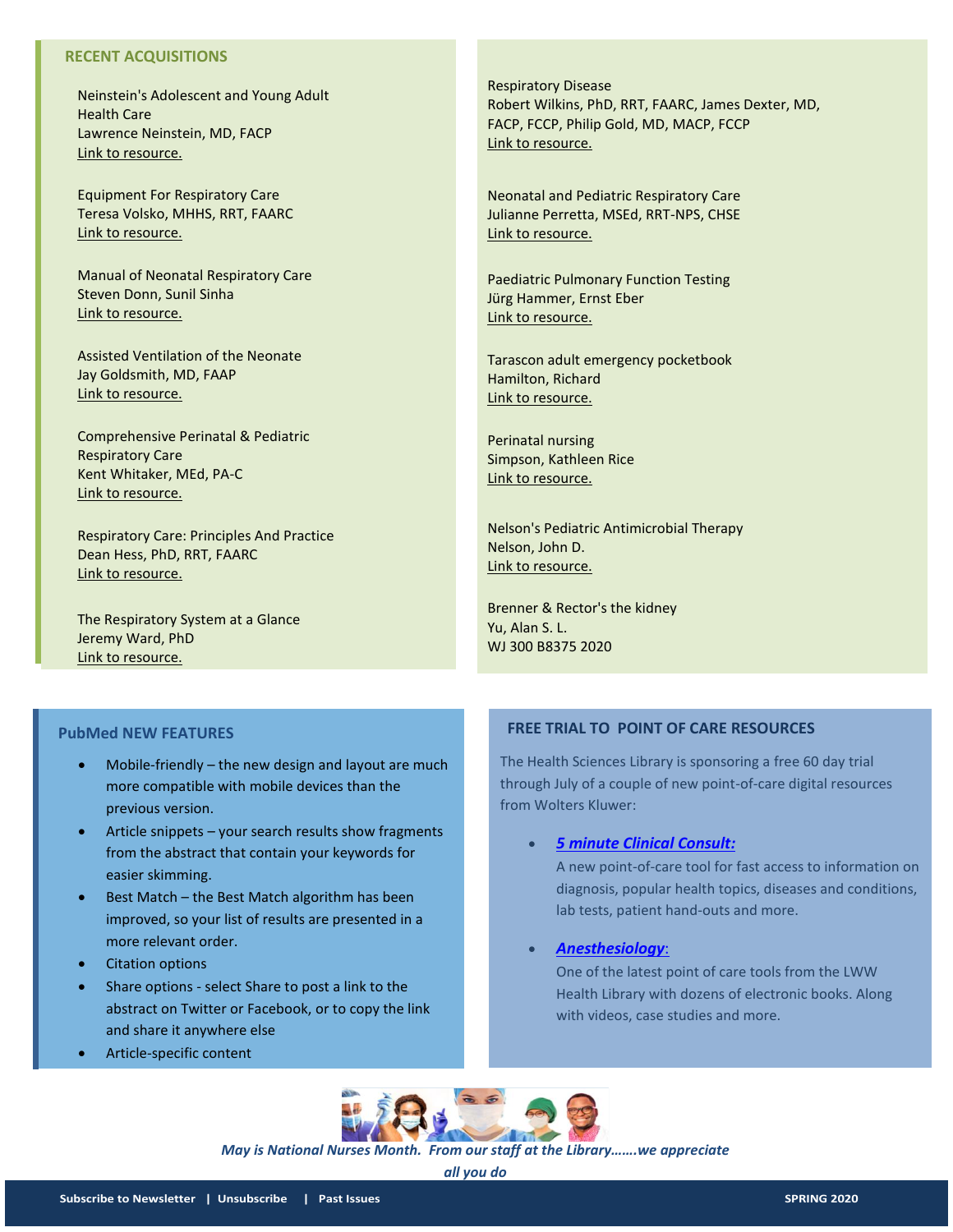## RECENT ACQUISITIONS

Neinstein's Adolescent and Young Adult Health Care
Lawrence Neinstein, MD, FACP
Link to resource.

Equipment For Respiratory Care
Teresa Volsko, MHHS, RRT, FAARC
Link to resource.

Manual of Neonatal Respiratory Care
Steven Donn, Sunil Sinha
Link to resource.

Assisted Ventilation of the Neonate
Jay Goldsmith, MD, FAAP
Link to resource.

Comprehensive Perinatal & Pediatric Respiratory Care
Kent Whitaker, MEd, PA-C
Link to resource.

Respiratory Care: Principles And Practice
Dean Hess, PhD, RRT, FAARC
Link to resource.

The Respiratory System at a Glance
Jeremy Ward, PhD
Link to resource.

Respiratory Disease
Robert Wilkins, PhD, RRT, FAARC, James Dexter, MD, FACP, FCCP, Philip Gold, MD, MACP, FCCP
Link to resource.

Neonatal and Pediatric Respiratory Care
Julianne Perretta, MSEd, RRT-NPS, CHSE
Link to resource.

Paediatric Pulmonary Function Testing
Jürg Hammer, Ernst Eber
Link to resource.

Tarascon adult emergency pocketbook
Hamilton, Richard
Link to resource.

Perinatal nursing
Simpson, Kathleen Rice
Link to resource.

Nelson's Pediatric Antimicrobial Therapy
Nelson, John D.
Link to resource.

Brenner & Rector's the kidney
Yu, Alan S. L.
WJ 300 B8375 2020

## PubMed NEW FEATURES

- Mobile-friendly – the new design and layout are much more compatible with mobile devices than the previous version.
- Article snippets – your search results show fragments from the abstract that contain your keywords for easier skimming.
- Best Match – the Best Match algorithm has been improved, so your list of results are presented in a more relevant order.
- Citation options
- Share options - select Share to post a link to the abstract on Twitter or Facebook, or to copy the link and share it anywhere else
- Article-specific content

## FREE TRIAL TO POINT OF CARE RESOURCES

The Health Sciences Library is sponsoring a free 60 day trial through July of a couple of new point-of-care digital resources from Wolters Kluwer:

- ***5 minute Clinical Consult:***
  A new point-of-care tool for fast access to information on diagnosis, popular health topics, diseases and conditions, lab tests, patient hand-outs and more.

- ***Anesthesiology:***
  One of the latest point of care tools from the LWW Health Library with dozens of electronic books. Along with videos, case studies and more.

***May is National Nurses Month. From our staff at the Library…….we appreciate all you do***

**Subscribe to Newsletter | Unsubscribe | Past Issues** **SPRING 2020**